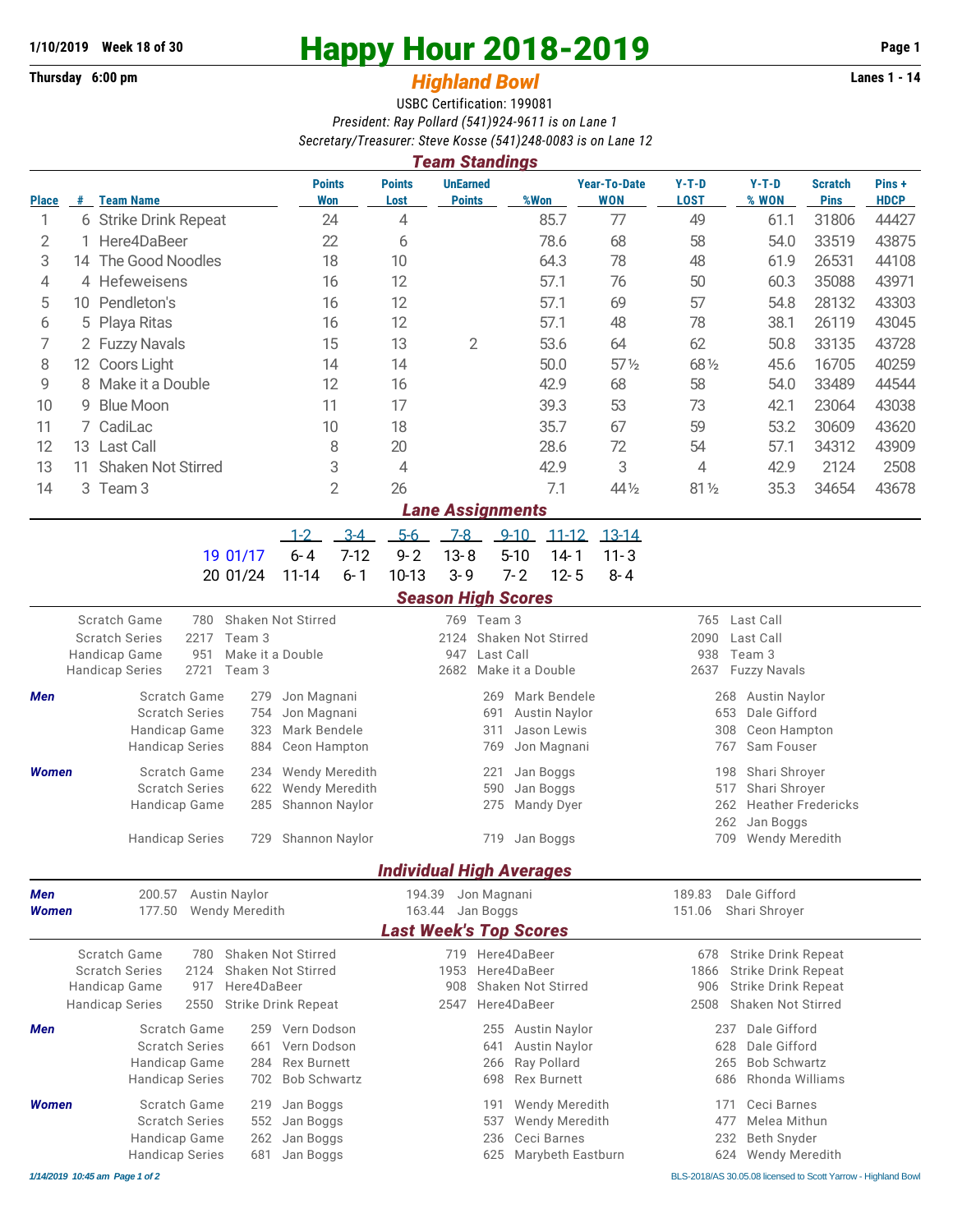**1/10/2019 Week 18 of 30**

# Happy Hour 2018-2019

**Thursday 6:00 pm** — **Lanes 1 - 14**

## *Highland Bowl*

USBC Certification: 199081

*President: Ray Pollard (541)924-9611 is on Lane 1*

*Secretary/Treasurer: Steve Kosse (541)248-0083 is on Lane 12*

## *Team Standings*

| Place | # | Team Name | Points Won | Points Lost | UnEarned Points | %Won | Year-To-Date WON | Y-T-D LOST | Y-T-D % WON | Scratch Pins | Pins + HDCP |
|---|---|---|---|---|---|---|---|---|---|---|---|
| 1 | 6 | Strike Drink Repeat | 24 | 4 | | 85.7 | 77 | 49 | 61.1 | 31806 | 44427 |
| 2 | 1 | Here4DaBeer | 22 | 6 | | 78.6 | 68 | 58 | 54.0 | 33519 | 43875 |
| 3 | 14 | The Good Noodles | 18 | 10 | | 64.3 | 78 | 48 | 61.9 | 26531 | 44108 |
| 4 | 4 | Hefeweisens | 16 | 12 | | 57.1 | 76 | 50 | 60.3 | 35088 | 43971 |
| 5 | 10 | Pendleton's | 16 | 12 | | 57.1 | 69 | 57 | 54.8 | 28132 | 43303 |
| 6 | 5 | Playa Ritas | 16 | 12 | | 57.1 | 48 | 78 | 38.1 | 26119 | 43045 |
| 7 | 2 | Fuzzy Navals | 15 | 13 | 2 | 53.6 | 64 | 62 | 50.8 | 33135 | 43728 |
| 8 | 12 | Coors Light | 14 | 14 | | 50.0 | 57½ | 68½ | 45.6 | 16705 | 40259 |
| 9 | 8 | Make it a Double | 12 | 16 | | 42.9 | 68 | 58 | 54.0 | 33489 | 44544 |
| 10 | 9 | Blue Moon | 11 | 17 | | 39.3 | 53 | 73 | 42.1 | 23064 | 43038 |
| 11 | 7 | CadiLac | 10 | 18 | | 35.7 | 67 | 59 | 53.2 | 30609 | 43620 |
| 12 | 13 | Last Call | 8 | 20 | | 28.6 | 72 | 54 | 57.1 | 34312 | 43909 |
| 13 | 11 | Shaken Not Stirred | 3 | 4 | | 42.9 | 3 | 4 | 42.9 | 2124 | 2508 |
| 14 | 3 | Team 3 | 2 | 26 | | 7.1 | 44½ | 81½ | 35.3 | 34654 | 43678 |

## *Lane Assignments*

| | | 1-2 | 3-4 | 5-6 | 7-8 | 9-10 | 11-12 | 13-14 |
|---|---|---|---|---|---|---|---|---|
| 19 | 01/17 | 6-4 | 7-12 | 9-2 | 13-8 | 5-10 | 14-1 | 11-3 |
| 20 | 01/24 | 11-14 | 6-1 | 10-13 | 3-9 | 7-2 | 12-5 | 8-4 |

## *Season High Scores*

| | | | | | | | |
|---|---|---|---|---|---|---|---|
| | Scratch Game | 780 | Shaken Not Stirred | 769 | Team 3 | 765 | Last Call |
| | Scratch Series | 2217 | Team 3 | 2124 | Shaken Not Stirred | 2090 | Last Call |
| | Handicap Game | 951 | Make it a Double | 947 | Last Call | 938 | Team 3 |
| | Handicap Series | 2721 | Team 3 | 2682 | Make it a Double | 2637 | Fuzzy Navals |
| **Men** | Scratch Game | 279 | Jon Magnani | 269 | Mark Bendele | 268 | Austin Naylor |
| | Scratch Series | 754 | Jon Magnani | 691 | Austin Naylor | 653 | Dale Gifford |
| | Handicap Game | 323 | Mark Bendele | 311 | Jason Lewis | 308 | Ceon Hampton |
| | Handicap Series | 884 | Ceon Hampton | 769 | Jon Magnani | 767 | Sam Fouser |
| **Women** | Scratch Game | 234 | Wendy Meredith | 221 | Jan Boggs | 198 | Shari Shroyer |
| | Scratch Series | 622 | Wendy Meredith | 590 | Jan Boggs | 517 | Shari Shroyer |
| | Handicap Game | 285 | Shannon Naylor | 275 | Mandy Dyer | 262 | Heather Fredericks |
| | | | | | | 262 | Jan Boggs |
| | Handicap Series | 729 | Shannon Naylor | 719 | Jan Boggs | 709 | Wendy Meredith |

## *Individual High Averages*

| | | | | | | |
|---|---|---|---|---|---|---|
| **Men** | 200.57 | Austin Naylor | 194.39 | Jon Magnani | 189.83 | Dale Gifford |
| **Women** | 177.50 | Wendy Meredith | 163.44 | Jan Boggs | 151.06 | Shari Shroyer |

## *Last Week's Top Scores*

| | | | | | | | |
|---|---|---|---|---|---|---|---|
| | Scratch Game | 780 | Shaken Not Stirred | 719 | Here4DaBeer | 678 | Strike Drink Repeat |
| | Scratch Series | 2124 | Shaken Not Stirred | 1953 | Here4DaBeer | 1866 | Strike Drink Repeat |
| | Handicap Game | 917 | Here4DaBeer | 908 | Shaken Not Stirred | 906 | Strike Drink Repeat |
| | Handicap Series | 2550 | Strike Drink Repeat | 2547 | Here4DaBeer | 2508 | Shaken Not Stirred |
| **Men** | Scratch Game | 259 | Vern Dodson | 255 | Austin Naylor | 237 | Dale Gifford |
| | Scratch Series | 661 | Vern Dodson | 641 | Austin Naylor | 628 | Dale Gifford |
| | Handicap Game | 284 | Rex Burnett | 266 | Ray Pollard | 265 | Bob Schwartz |
| | Handicap Series | 702 | Bob Schwartz | 698 | Rex Burnett | 686 | Rhonda Williams |
| **Women** | Scratch Game | 219 | Jan Boggs | 191 | Wendy Meredith | 171 | Ceci Barnes |
| | Scratch Series | 552 | Jan Boggs | 537 | Wendy Meredith | 477 | Melea Mithun |
| | Handicap Game | 262 | Jan Boggs | 236 | Ceci Barnes | 232 | Beth Snyder |
| | Handicap Series | 681 | Jan Boggs | 625 | Marybeth Eastburn | 624 | Wendy Meredith |

*1/14/2019 10:45 am* — BLS-2018/AS 30.05.08 licensed to Scott Yarrow - Highland Bowl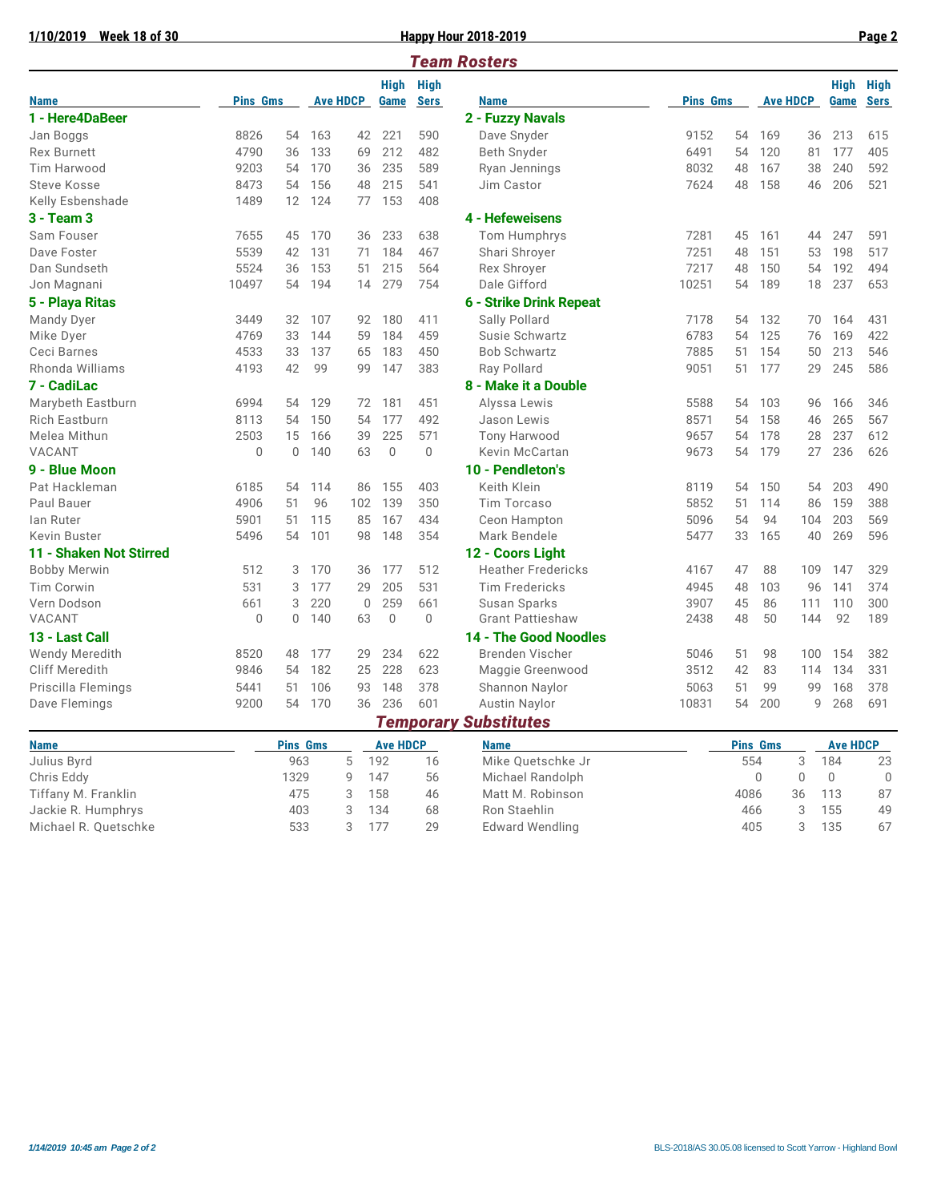## Team Rosters

| Name | Pins | Gms | Ave | HDCP | High Game | High Sers |
|---|---|---|---|---|---|---|
| **1 - Here4DaBeer** | | | | | | |
| Jan Boggs | 8826 | 54 | 163 | 42 | 221 | 590 |
| Rex Burnett | 4790 | 36 | 133 | 69 | 212 | 482 |
| Tim Harwood | 9203 | 54 | 170 | 36 | 235 | 589 |
| Steve Kosse | 8473 | 54 | 156 | 48 | 215 | 541 |
| Kelly Esbenshade | 1489 | 12 | 124 | 77 | 153 | 408 |
| **2 - Fuzzy Navals** | | | | | | |
| Dave Snyder | 9152 | 54 | 169 | 36 | 213 | 615 |
| Beth Snyder | 6491 | 54 | 120 | 81 | 177 | 405 |
| Ryan Jennings | 8032 | 48 | 167 | 38 | 240 | 592 |
| Jim Castor | 7624 | 48 | 158 | 46 | 206 | 521 |
| **3 - Team 3** | | | | | | |
| Sam Fouser | 7655 | 45 | 170 | 36 | 233 | 638 |
| Dave Foster | 5539 | 42 | 131 | 71 | 184 | 467 |
| Dan Sundseth | 5524 | 36 | 153 | 51 | 215 | 564 |
| Jon Magnani | 10497 | 54 | 194 | 14 | 279 | 754 |
| **4 - Hefeweisens** | | | | | | |
| Tom Humphrys | 7281 | 45 | 161 | 44 | 247 | 591 |
| Shari Shroyer | 7251 | 48 | 151 | 53 | 198 | 517 |
| Rex Shroyer | 7217 | 48 | 150 | 54 | 192 | 494 |
| Dale Gifford | 10251 | 54 | 189 | 18 | 237 | 653 |
| **5 - Playa Ritas** | | | | | | |
| Mandy Dyer | 3449 | 32 | 107 | 92 | 180 | 411 |
| Mike Dyer | 4769 | 33 | 144 | 59 | 184 | 459 |
| Ceci Barnes | 4533 | 33 | 137 | 65 | 183 | 450 |
| Rhonda Williams | 4193 | 42 | 99 | 99 | 147 | 383 |
| **6 - Strike Drink Repeat** | | | | | | |
| Sally Pollard | 7178 | 54 | 132 | 70 | 164 | 431 |
| Susie Schwartz | 6783 | 54 | 125 | 76 | 169 | 422 |
| Bob Schwartz | 7885 | 51 | 154 | 50 | 213 | 546 |
| Ray Pollard | 9051 | 51 | 177 | 29 | 245 | 586 |
| **7 - CadiLac** | | | | | | |
| Marybeth Eastburn | 6994 | 54 | 129 | 72 | 181 | 451 |
| Rich Eastburn | 8113 | 54 | 150 | 54 | 177 | 492 |
| Melea Mithun | 2503 | 15 | 166 | 39 | 225 | 571 |
| VACANT | 0 | 0 | 140 | 63 | 0 | 0 |
| **8 - Make it a Double** | | | | | | |
| Alyssa Lewis | 5588 | 54 | 103 | 96 | 166 | 346 |
| Jason Lewis | 8571 | 54 | 158 | 46 | 265 | 567 |
| Tony Harwood | 9657 | 54 | 178 | 28 | 237 | 612 |
| Kevin McCartan | 9673 | 54 | 179 | 27 | 236 | 626 |
| **9 - Blue Moon** | | | | | | |
| Pat Hackleman | 6185 | 54 | 114 | 86 | 155 | 403 |
| Paul Bauer | 4906 | 51 | 96 | 102 | 139 | 350 |
| Ian Ruter | 5901 | 51 | 115 | 85 | 167 | 434 |
| Kevin Buster | 5496 | 54 | 101 | 98 | 148 | 354 |
| **10 - Pendleton's** | | | | | | |
| Keith Klein | 8119 | 54 | 150 | 54 | 203 | 490 |
| Tim Torcaso | 5852 | 51 | 114 | 86 | 159 | 388 |
| Ceon Hampton | 5096 | 54 | 94 | 104 | 203 | 569 |
| Mark Bendele | 5477 | 33 | 165 | 40 | 269 | 596 |
| **11 - Shaken Not Stirred** | | | | | | |
| Bobby Merwin | 512 | 3 | 170 | 36 | 177 | 512 |
| Tim Corwin | 531 | 3 | 177 | 29 | 205 | 531 |
| Vern Dodson | 661 | 3 | 220 | 0 | 259 | 661 |
| VACANT | 0 | 0 | 140 | 63 | 0 | 0 |
| **12 - Coors Light** | | | | | | |
| Heather Fredericks | 4167 | 47 | 88 | 109 | 147 | 329 |
| Tim Fredericks | 4945 | 48 | 103 | 96 | 141 | 374 |
| Susan Sparks | 3907 | 45 | 86 | 111 | 110 | 300 |
| Grant Pattieshaw | 2438 | 48 | 50 | 144 | 92 | 189 |
| **13 - Last Call** | | | | | | |
| Wendy Meredith | 8520 | 48 | 177 | 29 | 234 | 622 |
| Cliff Meredith | 9846 | 54 | 182 | 25 | 228 | 623 |
| Priscilla Flemings | 5441 | 51 | 106 | 93 | 148 | 378 |
| Dave Flemings | 9200 | 54 | 170 | 36 | 236 | 601 |
| **14 - The Good Noodles** | | | | | | |
| Brenden Vischer | 5046 | 51 | 98 | 100 | 154 | 382 |
| Maggie Greenwood | 3512 | 42 | 83 | 114 | 134 | 331 |
| Shannon Naylor | 5063 | 51 | 99 | 99 | 168 | 378 |
| Austin Naylor | 10831 | 54 | 200 | 9 | 268 | 691 |

## Temporary Substitutes

| Name | Pins | Gms | Ave | HDCP |
|---|---|---|---|---|
| Julius Byrd | 963 | 5 | 192 | 16 |
| Chris Eddy | 1329 | 9 | 147 | 56 |
| Tiffany M. Franklin | 475 | 3 | 158 | 46 |
| Jackie R. Humphrys | 403 | 3 | 134 | 68 |
| Michael R. Quetschke | 533 | 3 | 177 | 29 |
| Mike Quetschke Jr | 554 | 3 | 184 | 23 |
| Michael Randolph | 0 | 0 | 0 | 0 |
| Matt M. Robinson | 4086 | 36 | 113 | 87 |
| Ron Staehlin | 466 | 3 | 155 | 49 |
| Edward Wendling | 405 | 3 | 135 | 67 |